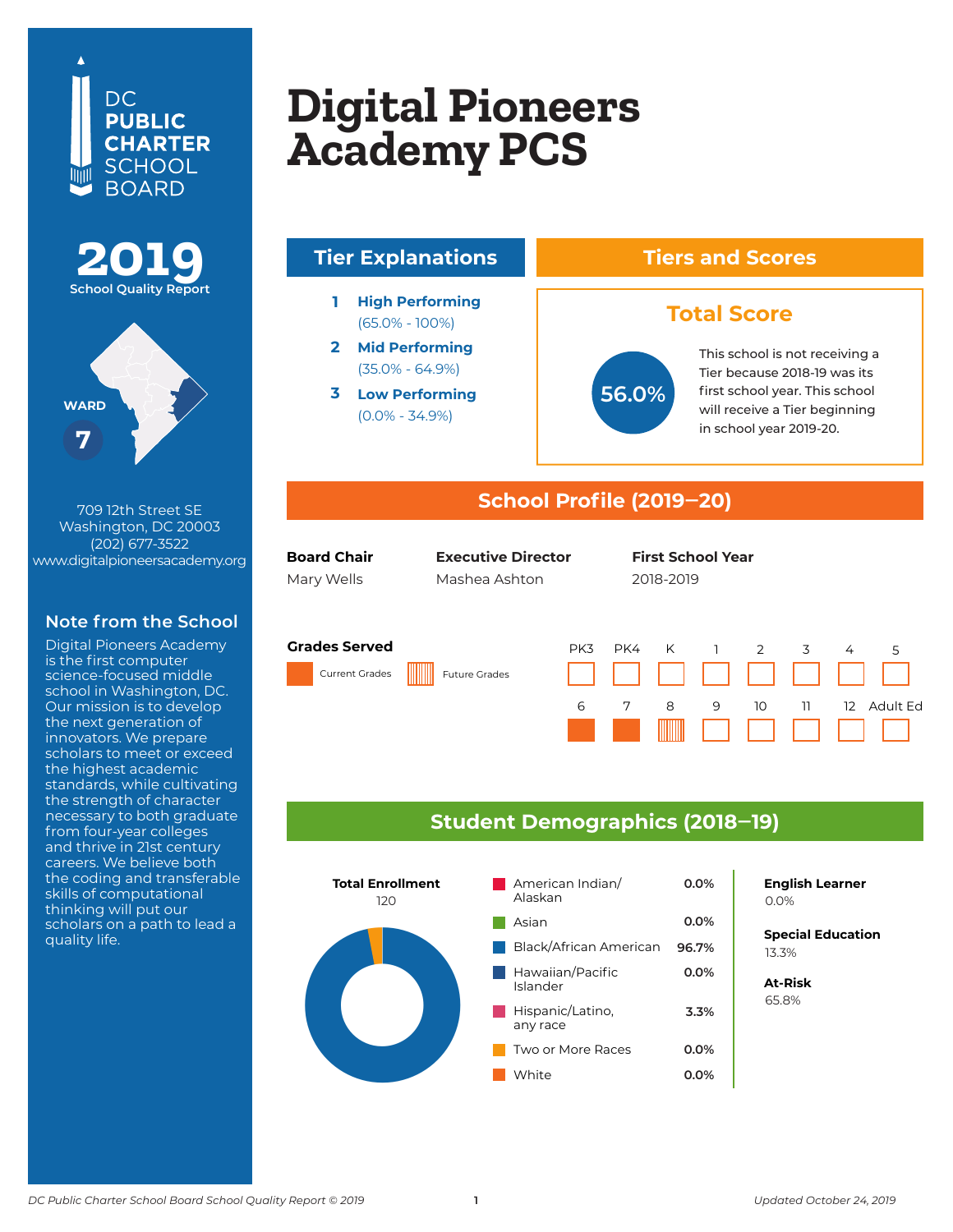DC PUBLIC CHARTER SCHOOL BOARD

**2019**
School Quality Report

WARD
**7**

709 12th Street SE
Washington, DC 20003
(202) 677-3522
www.digitalpioneersacademy.org

## Note from the School

Digital Pioneers Academy is the first computer science-focused middle school in Washington, DC. Our mission is to develop the next generation of innovators. We prepare scholars to meet or exceed the highest academic standards, while cultivating the strength of character necessary to both graduate from four-year colleges and thrive in 21st century careers. We believe both the coding and transferable skills of computational thinking will put our scholars on a path to lead a quality life.

# Digital Pioneers Academy PCS

## Tier Explanations

1. **High Performing** (65.0% - 100%)
2. **Mid Performing** (35.0% - 64.9%)
3. **Low Performing** (0.0% - 34.9%)

## Tiers and Scores

### Total Score

**56.0%**

This school is not receiving a Tier because 2018-19 was its first school year. This school will receive a Tier beginning in school year 2019-20.

## School Profile (2019–20)

| Board Chair | Executive Director | First School Year |
|---|---|---|
| Mary Wells | Mashea Ashton | 2018-2019 |

### Grades Served

Current Grades: 6, 7

Future Grades: 8

## Student Demographics (2018–19)

**Total Enrollment**
120

| Race/Ethnicity | Percent |
|---|---|
| American Indian/ Alaskan | 0.0% |
| Asian | 0.0% |
| Black/African American | 96.7% |
| Hawaiian/Pacific Islander | 0.0% |
| Hispanic/Latino, any race | 3.3% |
| Two or More Races | 0.0% |
| White | 0.0% |

**English Learner**
0.0%

**Special Education**
13.3%

**At-Risk**
65.8%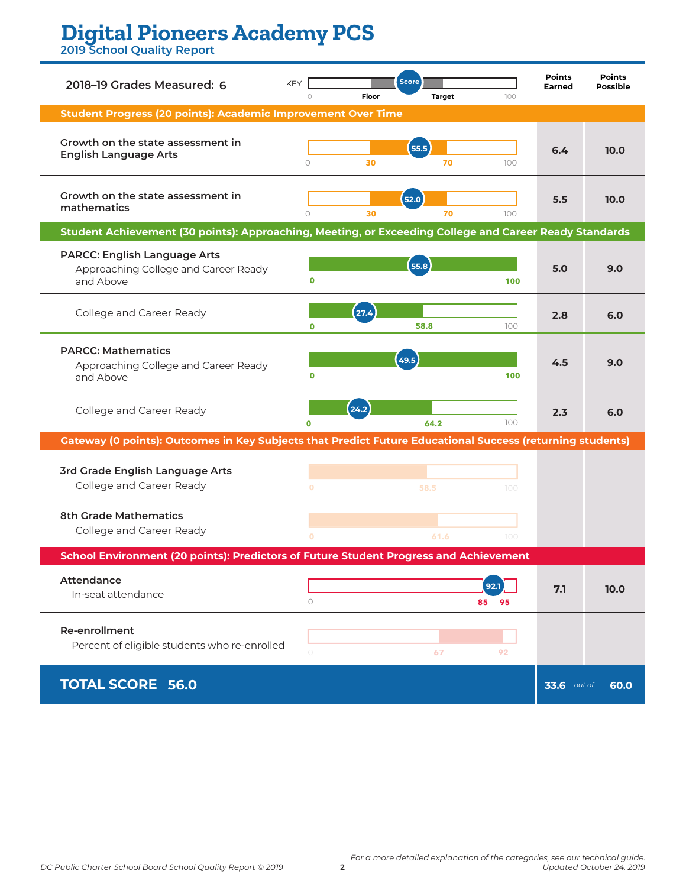# Digital Pioneers Academy PCS

## 2019 School Quality Report

**2018–19 Grades Measured: 6**

KEY: 0 Floor Score Target 100

| | | Points Earned | Points Possible |
|---|---|---|---|
| **Student Progress (20 points): Academic Improvement Over Time** | | | |
| **Growth on the state assessment in English Language Arts** | Score 55.5 (0, Floor 30, Target 70, 100) | 6.4 | 10.0 |
| **Growth on the state assessment in mathematics** | Score 52.0 (0, Floor 30, Target 70, 100) | 5.5 | 10.0 |
| **Student Achievement (30 points): Approaching, Meeting, or Exceeding College and Career Ready Standards** | | | |
| **PARCC: English Language Arts** Approaching College and Career Ready and Above | Score 55.8 (0, 100) | 5.0 | 9.0 |
| College and Career Ready | Score 27.4 (0, 58.8, 100) | 2.8 | 6.0 |
| **PARCC: Mathematics** Approaching College and Career Ready and Above | Score 49.5 (0, 100) | 4.5 | 9.0 |
| College and Career Ready | Score 24.2 (0, 64.2, 100) | 2.3 | 6.0 |
| **Gateway (0 points): Outcomes in Key Subjects that Predict Future Educational Success (returning students)** | | | |
| **3rd Grade English Language Arts** College and Career Ready | (0, 58.5, 100) | | |
| **8th Grade Mathematics** College and Career Ready | (0, 61.6, 100) | | |
| **School Environment (20 points): Predictors of Future Student Progress and Achievement** | | | |
| **Attendance** In-seat attendance | Score 92.1 (0, Floor 85, Target 95) | 7.1 | 10.0 |
| **Re-enrollment** Percent of eligible students who re-enrolled | (0, 67, 92) | | |
| **TOTAL SCORE 56.0** | | 33.6 *out of* | 60.0 |

*For a more detailed explanation of the categories, see our technical guide.*
*Updated October 24, 2019*

*DC Public Charter School Board School Quality Report © 2019*